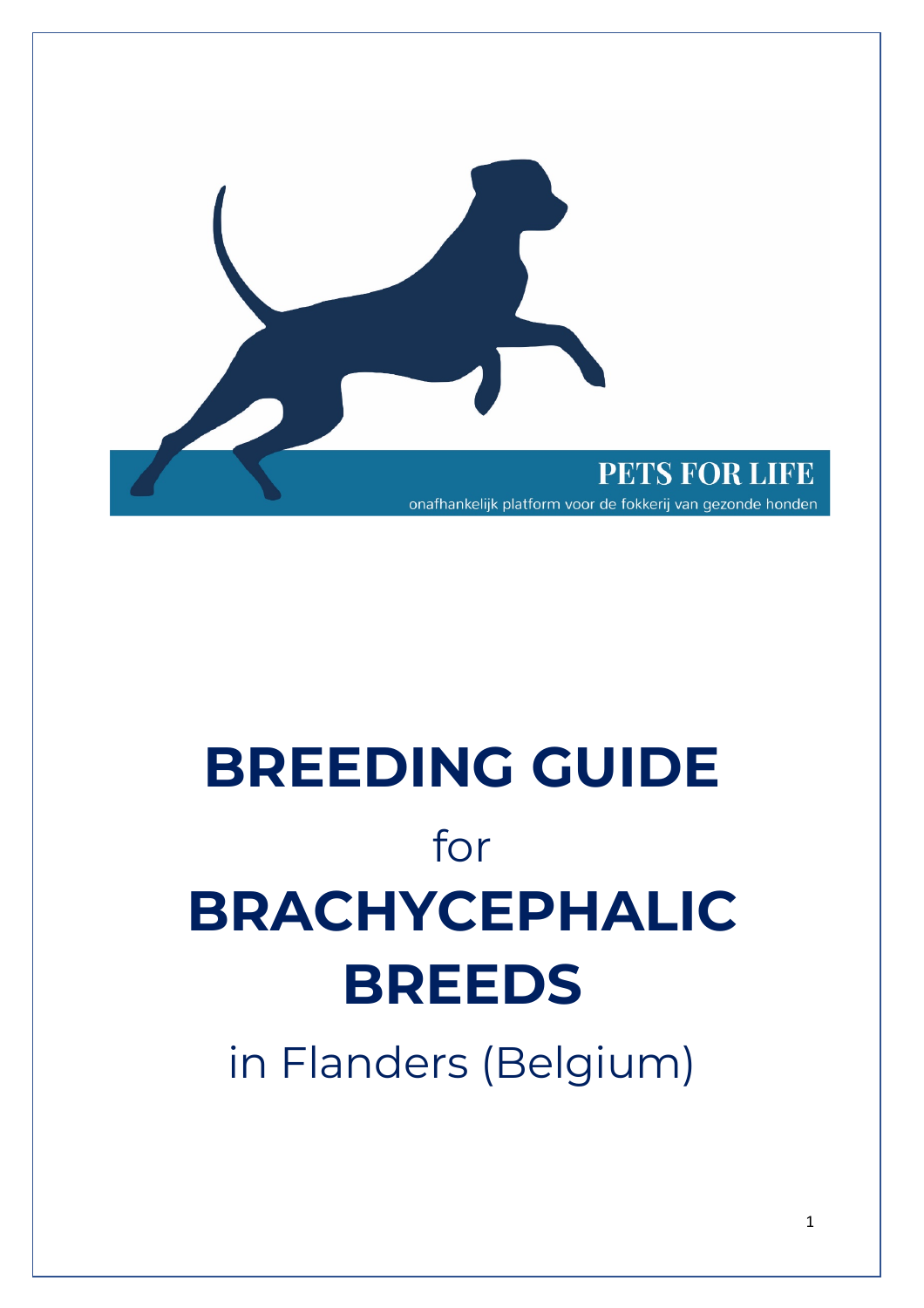PETS FOR LIFE

onafhankelijk platform voor de fokkerij van gezonde honden

# BREEDING GUIDE

for

# BRACHYCEPHALIC BREEDS

in Flanders (Belgium)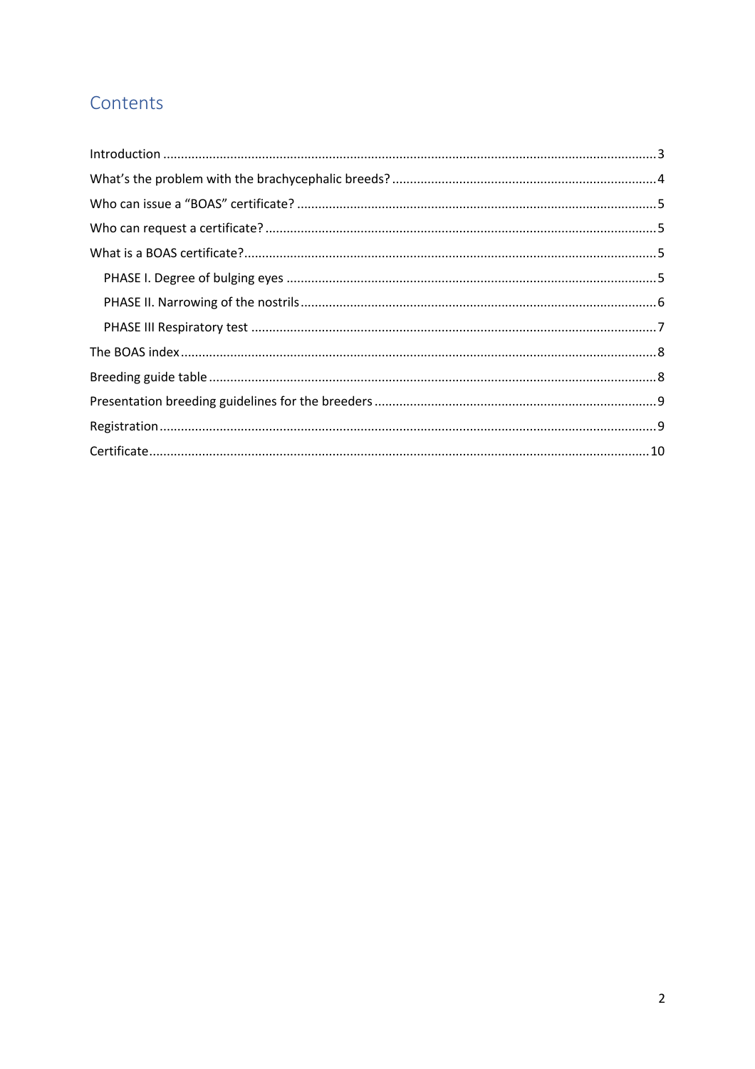# Contents

Introduction ........................................................................................................................................3
What's the problem with the brachycephalic breeds? ..........................................................................4
Who can issue a "BOAS" certificate? .....................................................................................................5
Who can request a certificate? ..............................................................................................................5
What is a BOAS certificate?....................................................................................................................5
  PHASE I. Degree of bulging eyes ........................................................................................................5
  PHASE II. Narrowing of the nostrils.....................................................................................................6
  PHASE III Respiratory test ..................................................................................................................7
The BOAS index......................................................................................................................................8
Breeding guide table ..............................................................................................................................8
Presentation breeding guidelines for the breeders ...............................................................................9
Registration............................................................................................................................................9
Certificate............................................................................................................................................10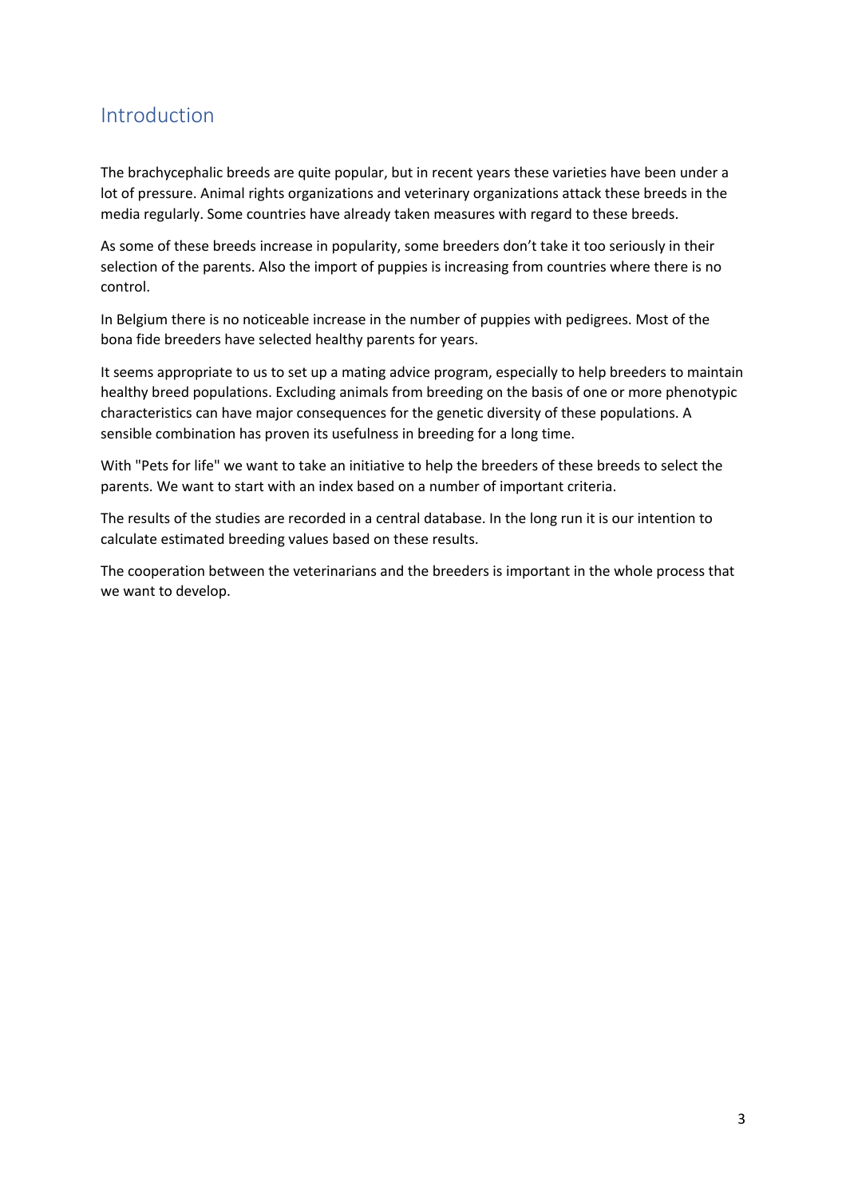## Introduction

The brachycephalic breeds are quite popular, but in recent years these varieties have been under a lot of pressure. Animal rights organizations and veterinary organizations attack these breeds in the media regularly. Some countries have already taken measures with regard to these breeds.

As some of these breeds increase in popularity, some breeders don't take it too seriously in their selection of the parents. Also the import of puppies is increasing from countries where there is no control.

In Belgium there is no noticeable increase in the number of puppies with pedigrees. Most of the bona fide breeders have selected healthy parents for years.

It seems appropriate to us to set up a mating advice program, especially to help breeders to maintain healthy breed populations. Excluding animals from breeding on the basis of one or more phenotypic characteristics can have major consequences for the genetic diversity of these populations. A sensible combination has proven its usefulness in breeding for a long time.

With "Pets for life" we want to take an initiative to help the breeders of these breeds to select the parents. We want to start with an index based on a number of important criteria.

The results of the studies are recorded in a central database. In the long run it is our intention to calculate estimated breeding values based on these results.

The cooperation between the veterinarians and the breeders is important in the whole process that we want to develop.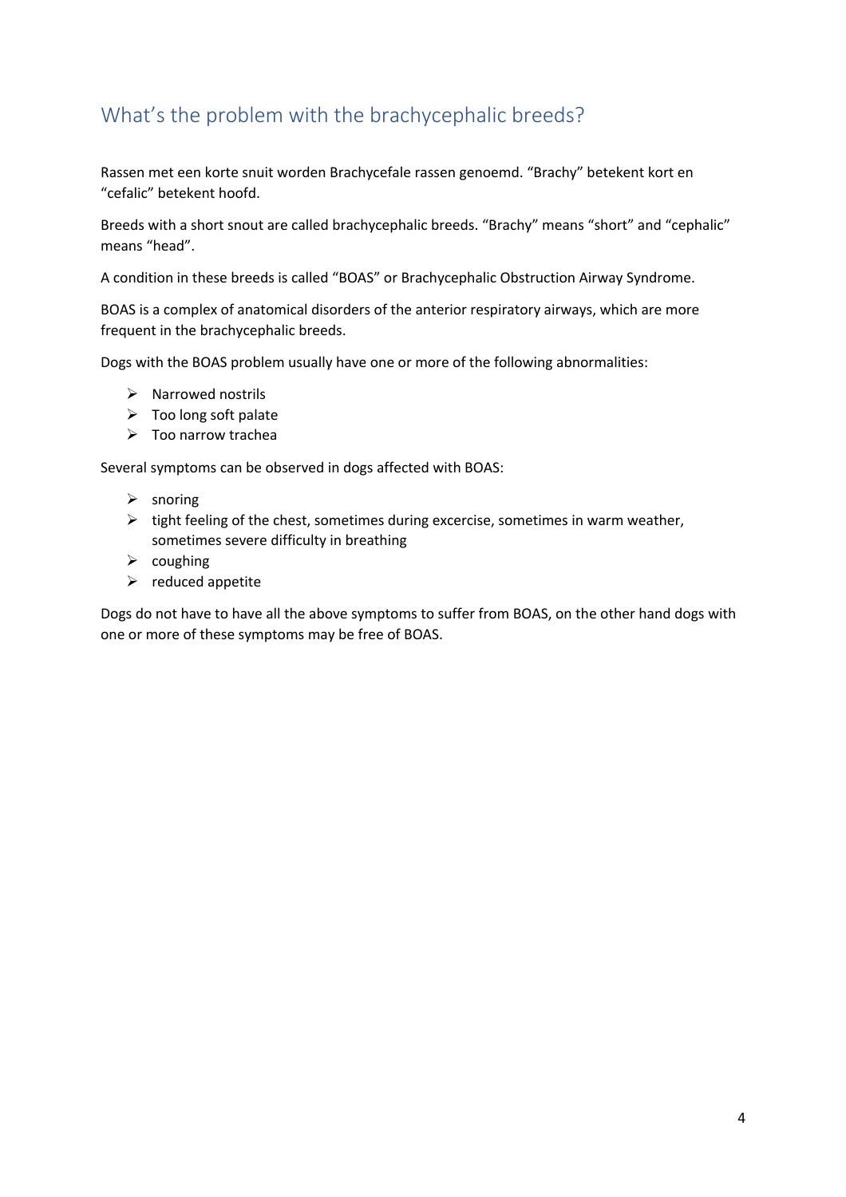## What's the problem with the brachycephalic breeds?

Rassen met een korte snuit worden Brachycefale rassen genoemd. "Brachy" betekent kort en "cefalic" betekent hoofd.

Breeds with a short snout are called brachycephalic breeds. "Brachy" means "short" and "cephalic" means "head".

A condition in these breeds is called "BOAS" or Brachycephalic Obstruction Airway Syndrome.

BOAS is a complex of anatomical disorders of the anterior respiratory airways, which are more frequent in the brachycephalic breeds.

Dogs with the BOAS problem usually have one or more of the following abnormalities:

- Narrowed nostrils
- Too long soft palate
- Too narrow trachea

Several symptoms can be observed in dogs affected with BOAS:

- snoring
- tight feeling of the chest, sometimes during excercise, sometimes in warm weather, sometimes severe difficulty in breathing
- coughing
- reduced appetite

Dogs do not have to have all the above symptoms to suffer from BOAS, on the other hand dogs with one or more of these symptoms may be free of BOAS.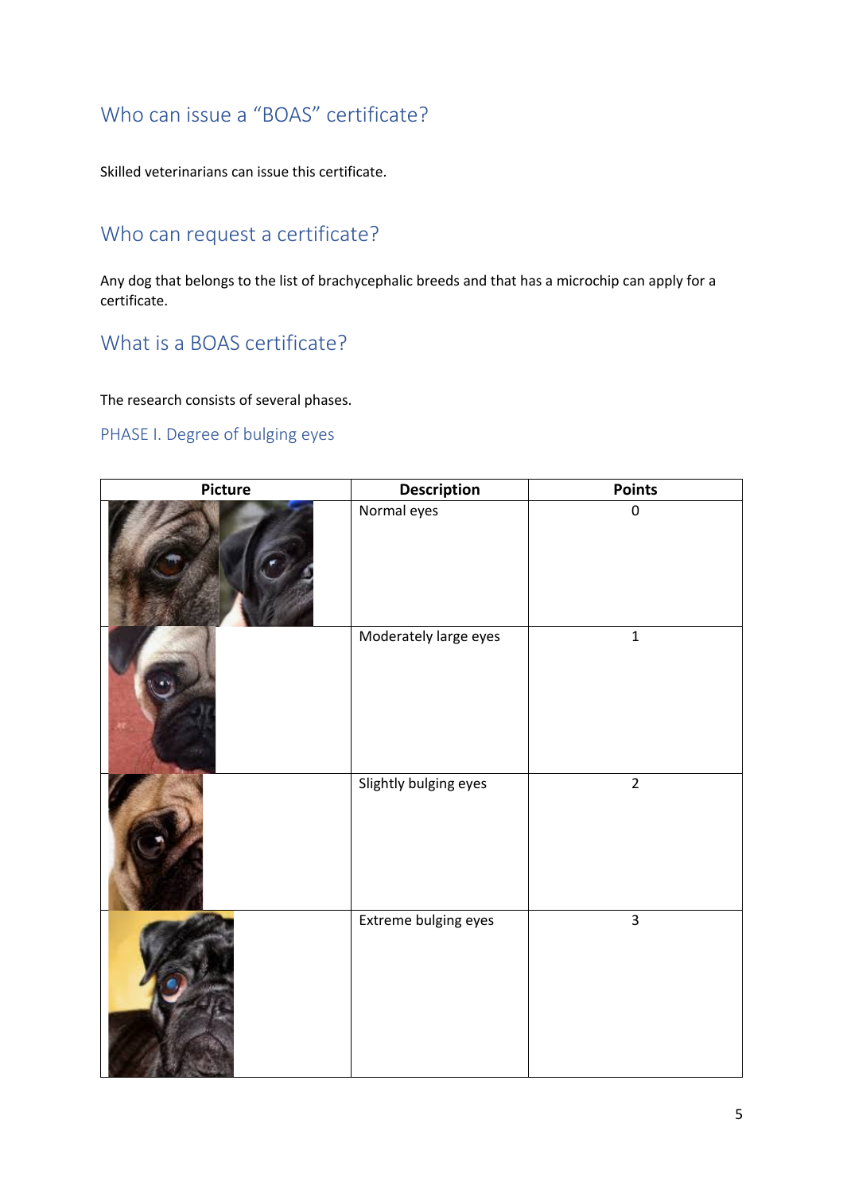## Who can issue a "BOAS" certificate?

Skilled veterinarians can issue this certificate.

## Who can request a certificate?

Any dog that belongs to the list of brachycephalic breeds and that has a microchip can apply for a certificate.

## What is a BOAS certificate?

The research consists of several phases.

### PHASE I. Degree of bulging eyes

| Picture | Description | Points |
| --- | --- | --- |
| | Normal eyes | 0 |
| | Moderately large eyes | 1 |
| | Slightly bulging eyes | 2 |
| | Extreme bulging eyes | 3 |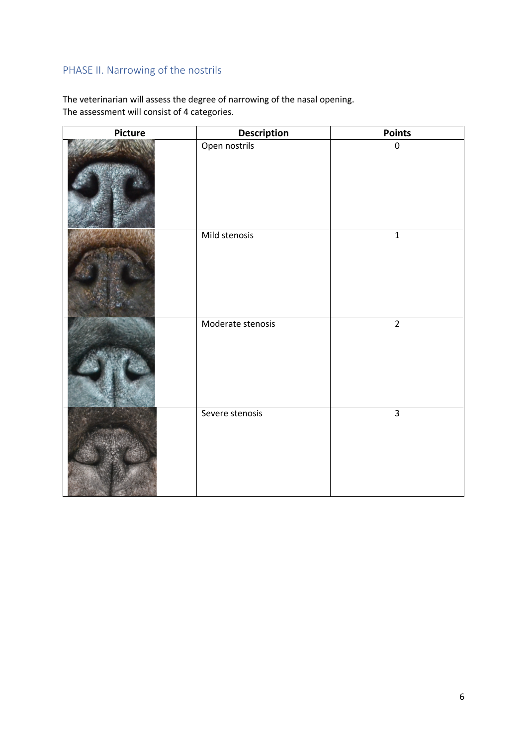## PHASE II. Narrowing of the nostrils

The veterinarian will assess the degree of narrowing of the nasal opening.
The assessment will consist of 4 categories.

| Picture | Description | Points |
|---|---|---|
| | Open nostrils | 0 |
| | Mild stenosis | 1 |
| | Moderate stenosis | 2 |
| | Severe stenosis | 3 |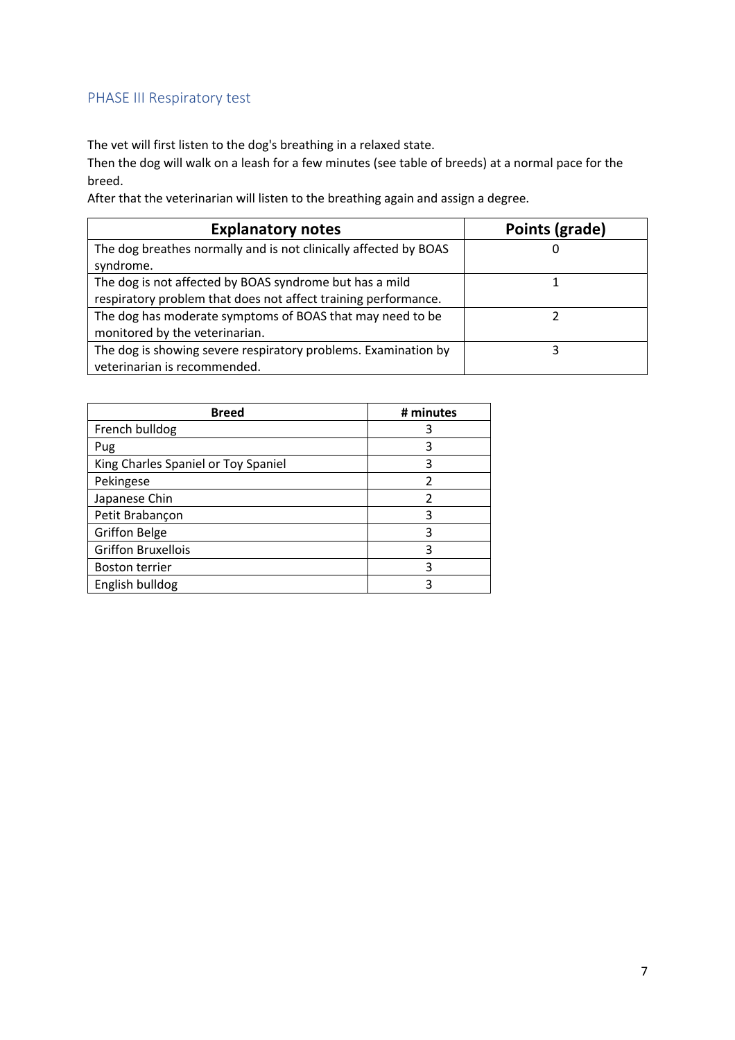## PHASE III Respiratory test

The vet will first listen to the dog's breathing in a relaxed state.
Then the dog will walk on a leash for a few minutes (see table of breeds) at a normal pace for the breed.
After that the veterinarian will listen to the breathing again and assign a degree.

| Explanatory notes | Points (grade) |
|---|---|
| The dog breathes normally and is not clinically affected by BOAS syndrome. | 0 |
| The dog is not affected by BOAS syndrome but has a mild respiratory problem that does not affect training performance. | 1 |
| The dog has moderate symptoms of BOAS that may need to be monitored by the veterinarian. | 2 |
| The dog is showing severe respiratory problems. Examination by veterinarian is recommended. | 3 |

| Breed | # minutes |
|---|---|
| French bulldog | 3 |
| Pug | 3 |
| King Charles Spaniel or Toy Spaniel | 3 |
| Pekingese | 2 |
| Japanese Chin | 2 |
| Petit Brabançon | 3 |
| Griffon Belge | 3 |
| Griffon Bruxellois | 3 |
| Boston terrier | 3 |
| English bulldog | 3 |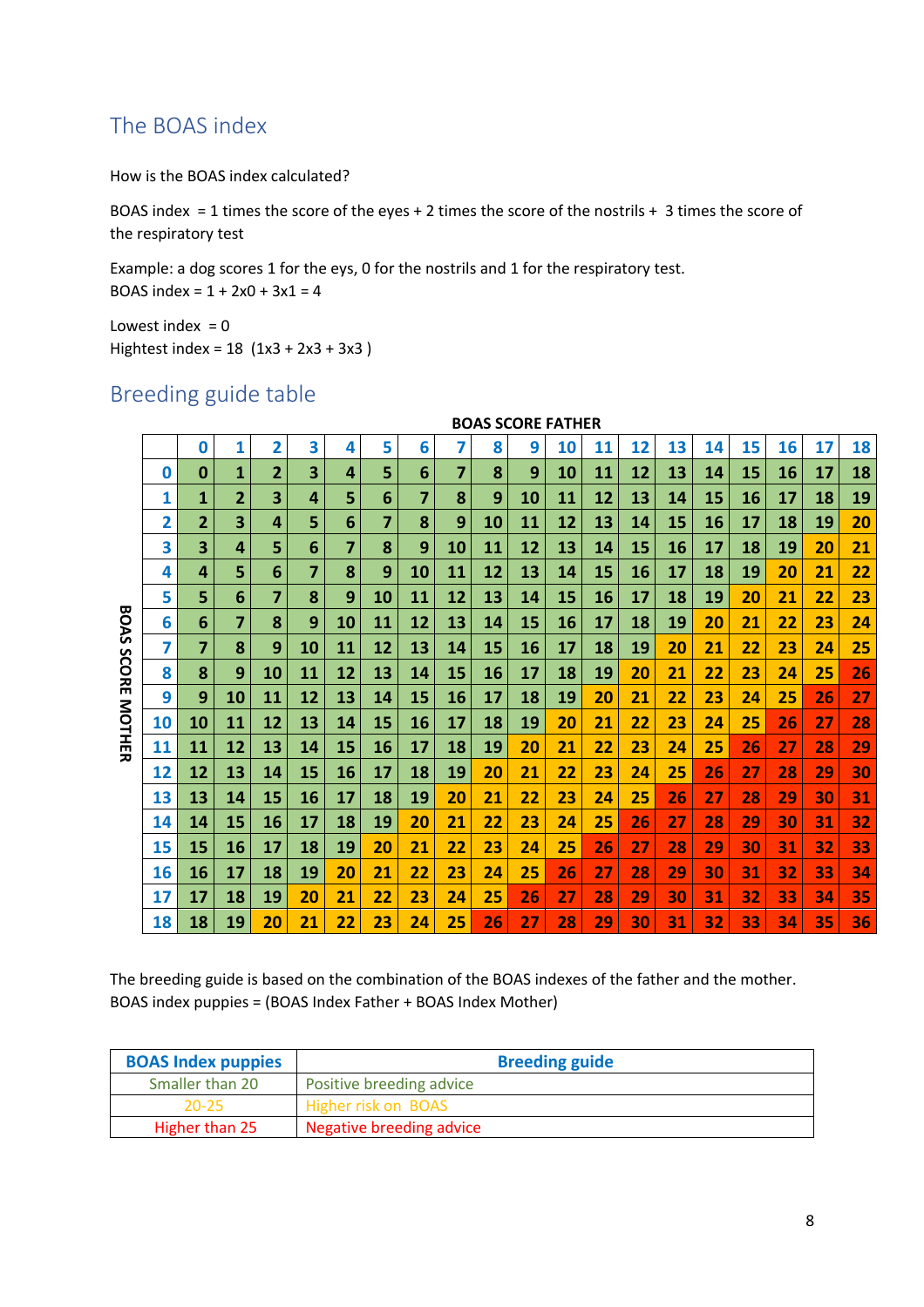## The BOAS index

How is the BOAS index calculated?

BOAS index = 1 times the score of the eyes + 2 times the score of the nostrils + 3 times the score of the respiratory test

Example: a dog scores 1 for the eys, 0 for the nostrils and 1 for the respiratory test.
BOAS index = 1 + 2x0 + 3x1 = 4

Lowest index = 0
Hightest index = 18 (1x3 + 2x3 + 3x3 )

## Breeding guide table

**BOAS SCORE FATHER** (columns) / **BOAS SCORE MOTHER** (rows)

| | 0 | 1 | 2 | 3 | 4 | 5 | 6 | 7 | 8 | 9 | 10 | 11 | 12 | 13 | 14 | 15 | 16 | 17 | 18 |
|---|---|---|---|---|---|---|---|---|---|---|---|---|---|---|---|---|---|---|---|
| **0** | 0 | 1 | 2 | 3 | 4 | 5 | 6 | 7 | 8 | 9 | 10 | 11 | 12 | 13 | 14 | 15 | 16 | 17 | 18 |
| **1** | 1 | 2 | 3 | 4 | 5 | 6 | 7 | 8 | 9 | 10 | 11 | 12 | 13 | 14 | 15 | 16 | 17 | 18 | 19 |
| **2** | 2 | 3 | 4 | 5 | 6 | 7 | 8 | 9 | 10 | 11 | 12 | 13 | 14 | 15 | 16 | 17 | 18 | 19 | 20 |
| **3** | 3 | 4 | 5 | 6 | 7 | 8 | 9 | 10 | 11 | 12 | 13 | 14 | 15 | 16 | 17 | 18 | 19 | 20 | 21 |
| **4** | 4 | 5 | 6 | 7 | 8 | 9 | 10 | 11 | 12 | 13 | 14 | 15 | 16 | 17 | 18 | 19 | 20 | 21 | 22 |
| **5** | 5 | 6 | 7 | 8 | 9 | 10 | 11 | 12 | 13 | 14 | 15 | 16 | 17 | 18 | 19 | 20 | 21 | 22 | 23 |
| **6** | 6 | 7 | 8 | 9 | 10 | 11 | 12 | 13 | 14 | 15 | 16 | 17 | 18 | 19 | 20 | 21 | 22 | 23 | 24 |
| **7** | 7 | 8 | 9 | 10 | 11 | 12 | 13 | 14 | 15 | 16 | 17 | 18 | 19 | 20 | 21 | 22 | 23 | 24 | 25 |
| **8** | 8 | 9 | 10 | 11 | 12 | 13 | 14 | 15 | 16 | 17 | 18 | 19 | 20 | 21 | 22 | 23 | 24 | 25 | 26 |
| **9** | 9 | 10 | 11 | 12 | 13 | 14 | 15 | 16 | 17 | 18 | 19 | 20 | 21 | 22 | 23 | 24 | 25 | 26 | 27 |
| **10** | 10 | 11 | 12 | 13 | 14 | 15 | 16 | 17 | 18 | 19 | 20 | 21 | 22 | 23 | 24 | 25 | 26 | 27 | 28 |
| **11** | 11 | 12 | 13 | 14 | 15 | 16 | 17 | 18 | 19 | 20 | 21 | 22 | 23 | 24 | 25 | 26 | 27 | 28 | 29 |
| **12** | 12 | 13 | 14 | 15 | 16 | 17 | 18 | 19 | 20 | 21 | 22 | 23 | 24 | 25 | 26 | 27 | 28 | 29 | 30 |
| **13** | 13 | 14 | 15 | 16 | 17 | 18 | 19 | 20 | 21 | 22 | 23 | 24 | 25 | 26 | 27 | 28 | 29 | 30 | 31 |
| **14** | 14 | 15 | 16 | 17 | 18 | 19 | 20 | 21 | 22 | 23 | 24 | 25 | 26 | 27 | 28 | 29 | 30 | 31 | 32 |
| **15** | 15 | 16 | 17 | 18 | 19 | 20 | 21 | 22 | 23 | 24 | 25 | 26 | 27 | 28 | 29 | 30 | 31 | 32 | 33 |
| **16** | 16 | 17 | 18 | 19 | 20 | 21 | 22 | 23 | 24 | 25 | 26 | 27 | 28 | 29 | 30 | 31 | 32 | 33 | 34 |
| **17** | 17 | 18 | 19 | 20 | 21 | 22 | 23 | 24 | 25 | 26 | 27 | 28 | 29 | 30 | 31 | 32 | 33 | 34 | 35 |
| **18** | 18 | 19 | 20 | 21 | 22 | 23 | 24 | 25 | 26 | 27 | 28 | 29 | 30 | 31 | 32 | 33 | 34 | 35 | 36 |

The breeding guide is based on the combination of the BOAS indexes of the father and the mother.
BOAS index puppies = (BOAS Index Father + BOAS Index Mother)

| BOAS Index puppies | Breeding guide |
|---|---|
| Smaller than 20 | Positive breeding advice |
| 20-25 | Higher risk on BOAS |
| Higher than 25 | Negative breeding advice |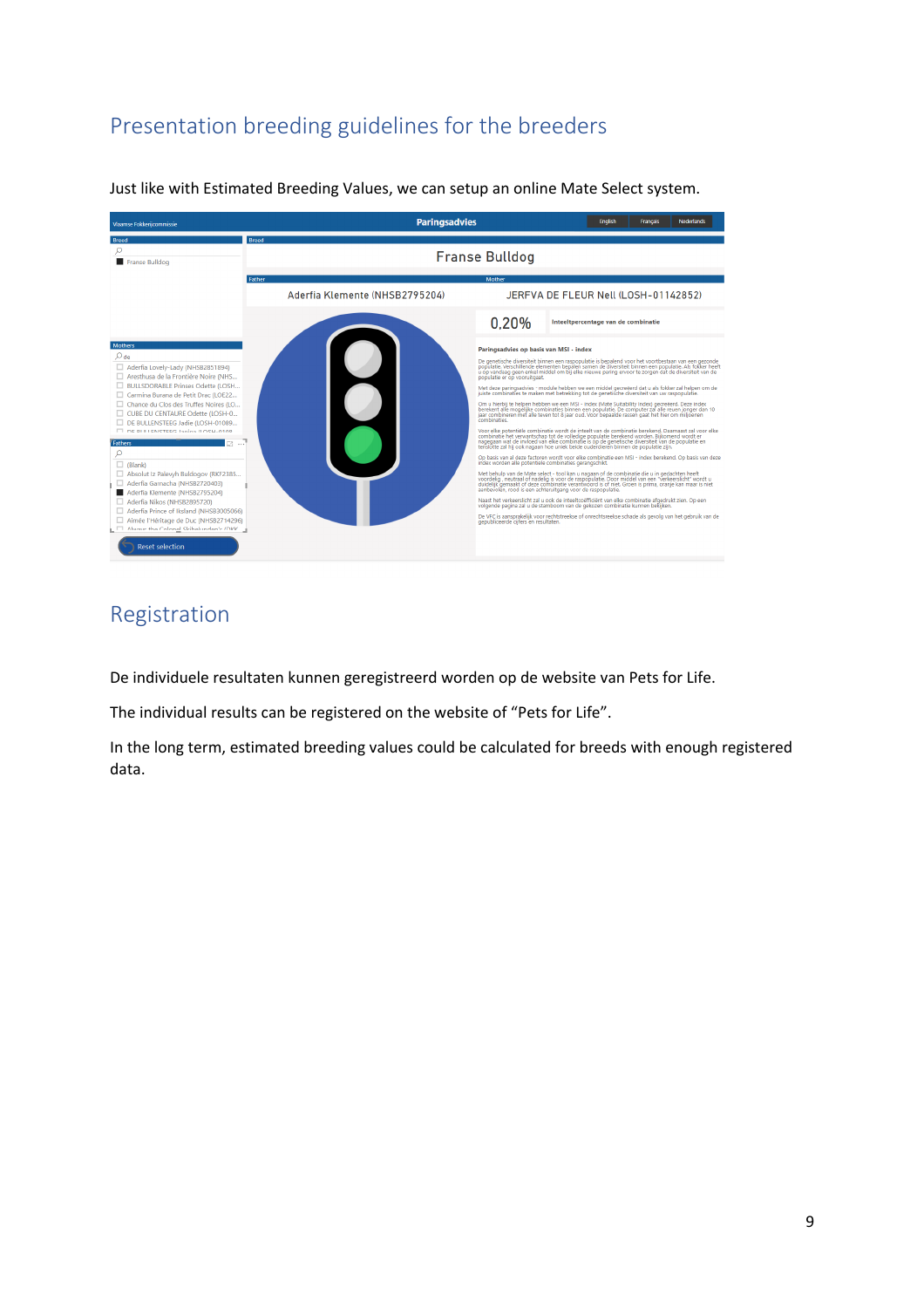## Presentation breeding guidelines for the breeders

Just like with Estimated Breeding Values, we can setup an online Mate Select system.

## Registration

De individuele resultaten kunnen geregistreerd worden op de website van Pets for Life.

The individual results can be registered on the website of “Pets for Life”.

In the long term, estimated breeding values could be calculated for breeds with enough registered data.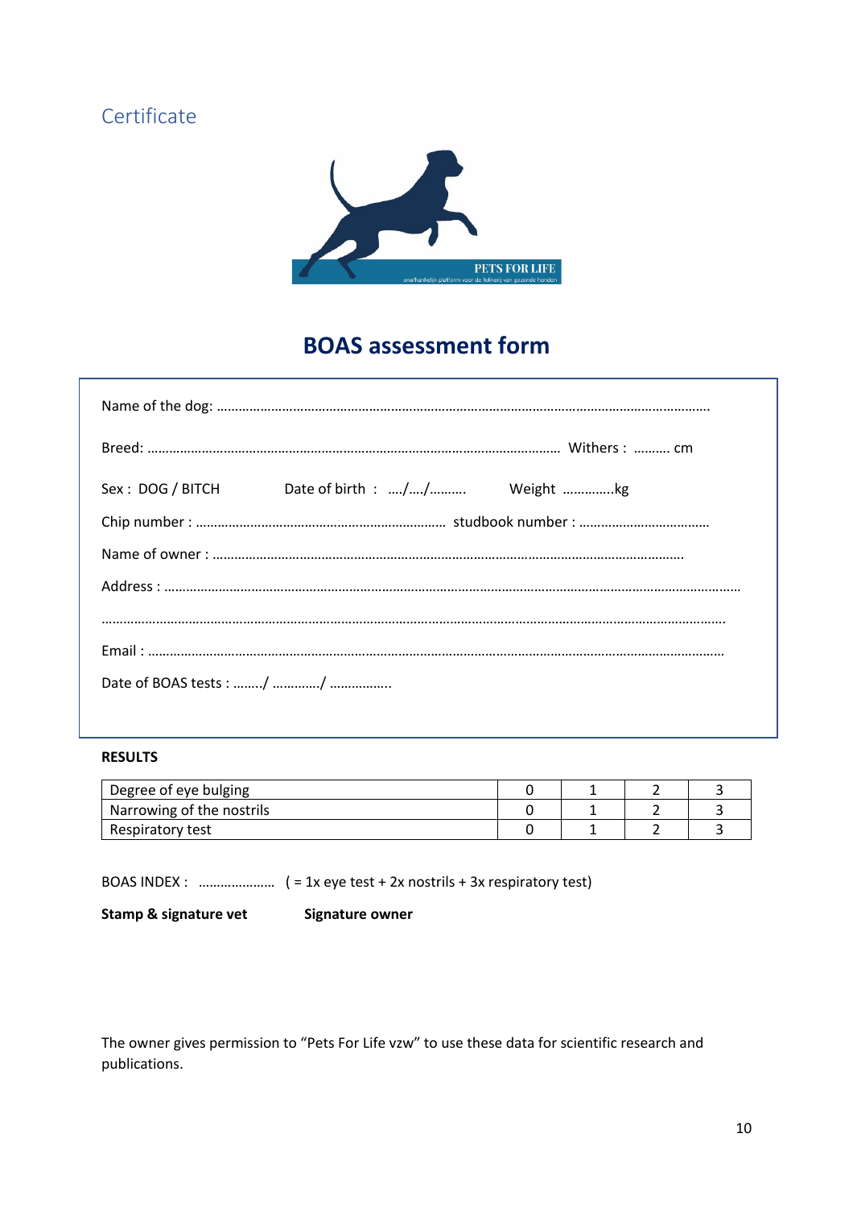## Certificate

# BOAS assessment form

Name of the dog: ……………………………………………………………………………………………………………………

Breed: …………………………………………………………………………………………………… Withers : ………. cm

Sex : DOG / BITCH Date of birth : …./…./………. Weight …………..kg

Chip number : ………………………………………………………… studbook number : ………………………………

Name of owner : ………………………………………………………………………………………………………………

Address : ………………………………………………………………………………………………………………………………

………………………………………………………………………………………………………………………………………………

Email : …………………………………………………………………………………………………………………………………

Date of BOAS tests : ……../ …………./ ……………..

**RESULTS**

| | | | | |
|---|---|---|---|---|
| Degree of eye bulging | 0 | 1 | 2 | 3 |
| Narrowing of the nostrils | 0 | 1 | 2 | 3 |
| Respiratory test | 0 | 1 | 2 | 3 |

BOAS INDEX : ………………… ( = 1x eye test + 2x nostrils + 3x respiratory test)

**Stamp & signature vet** **Signature owner**

The owner gives permission to "Pets For Life vzw" to use these data for scientific research and publications.